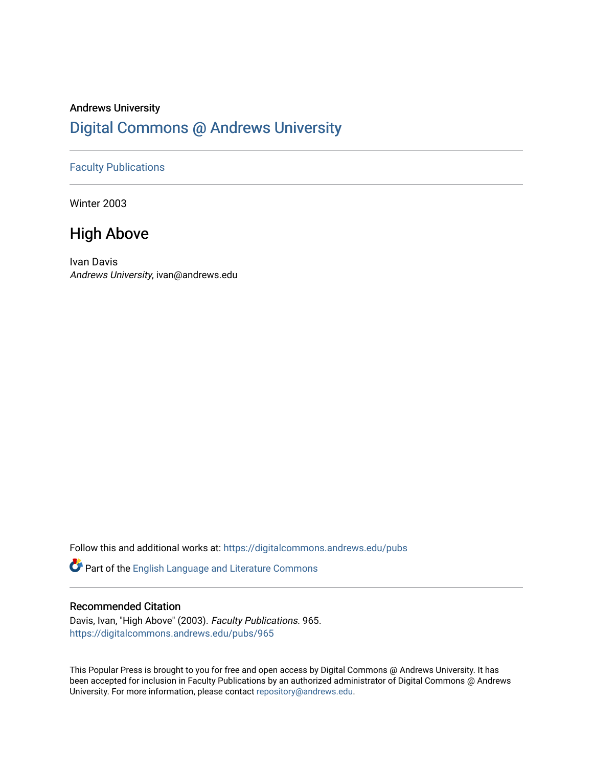Andrews University

# Digital Commons @ Andrews University

Faculty Publications

Winter 2003

## High Above

Ivan Davis
*Andrews University*, ivan@andrews.edu

Follow this and additional works at: https://digitalcommons.andrews.edu/pubs

Part of the English Language and Literature Commons

### Recommended Citation

Davis, Ivan, "High Above" (2003). *Faculty Publications*. 965.
https://digitalcommons.andrews.edu/pubs/965

This Popular Press is brought to you for free and open access by Digital Commons @ Andrews University. It has been accepted for inclusion in Faculty Publications by an authorized administrator of Digital Commons @ Andrews University. For more information, please contact repository@andrews.edu.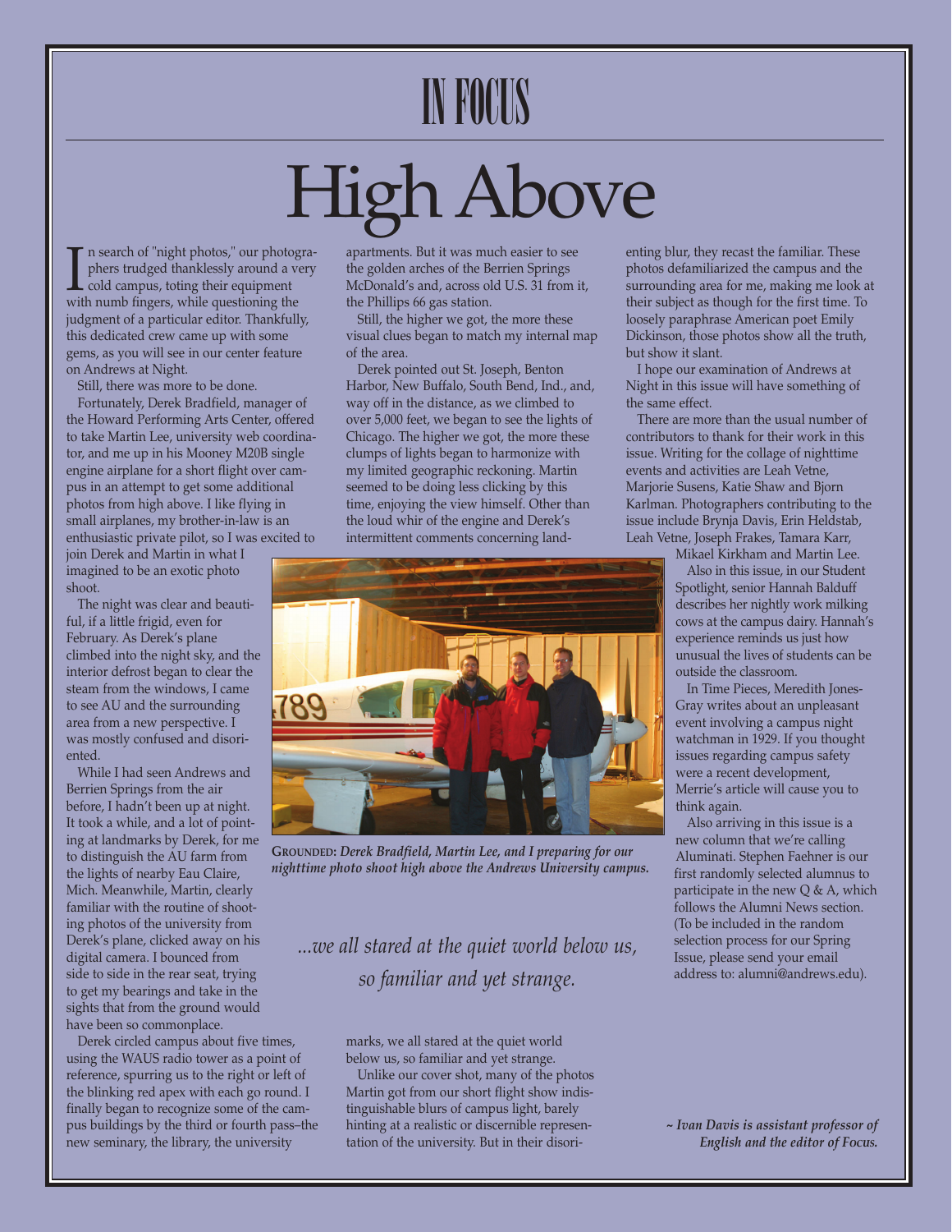# IN FOCUS

## High Above

In search of "night photos," our photographers trudged thanklessly around a very cold campus, toting their equipment with numb fingers, while questioning the judgment of a particular editor. Thankfully, this dedicated crew came up with some gems, as you will see in our center feature on Andrews at Night.

Still, there was more to be done.

Fortunately, Derek Bradfield, manager of the Howard Performing Arts Center, offered to take Martin Lee, university web coordinator, and me up in his Mooney M20B single engine airplane for a short flight over campus in an attempt to get some additional photos from high above. I like flying in small airplanes, my brother-in-law is an enthusiastic private pilot, so I was excited to join Derek and Martin in what I imagined to be an exotic photo shoot.

The night was clear and beautiful, if a little frigid, even for February. As Derek's plane climbed into the night sky, and the interior defrost began to clear the steam from the windows, I came to see AU and the surrounding area from a new perspective. I was mostly confused and disoriented.

While I had seen Andrews and Berrien Springs from the air before, I hadn't been up at night. It took a while, and a lot of pointing at landmarks by Derek, for me to distinguish the AU farm from the lights of nearby Eau Claire, Mich. Meanwhile, Martin, clearly familiar with the routine of shooting photos of the university from Derek's plane, clicked away on his digital camera. I bounced from side to side in the rear seat, trying to get my bearings and take in the sights that from the ground would have been so commonplace.

Derek circled campus about five times, using the WAUS radio tower as a point of reference, spurring us to the right or left of the blinking red apex with each go round. I finally began to recognize some of the campus buildings by the third or fourth pass–the new seminary, the library, the university apartments. But it was much easier to see the golden arches of the Berrien Springs McDonald's and, across old U.S. 31 from it, the Phillips 66 gas station.

Still, the higher we got, the more these visual clues began to match my internal map of the area.

Derek pointed out St. Joseph, Benton Harbor, New Buffalo, South Bend, Ind., and, way off in the distance, as we climbed to over 5,000 feet, we began to see the lights of Chicago. The higher we got, the more these clumps of lights began to harmonize with my limited geographic reckoning. Martin seemed to be doing less clicking by this time, enjoying the view himself. Other than the loud whir of the engine and Derek's intermittent comments concerning landmarks, we all stared at the quiet world below us, so familiar and yet strange.

**GROUNDED:** *Derek Bradfield, Martin Lee, and I preparing for our nighttime photo shoot high above the Andrews University campus.*

*...we all stared at the quiet world below us, so familiar and yet strange.*

Unlike our cover shot, many of the photos Martin got from our short flight show indistinguishable blurs of campus light, barely hinting at a realistic or discernible representation of the university. But in their disorienting blur, they recast the familiar. These photos defamiliarized the campus and the surrounding area for me, making me look at their subject as though for the first time. To loosely paraphrase American poet Emily Dickinson, those photos show all the truth, but show it slant.

I hope our examination of Andrews at Night in this issue will have something of the same effect.

There are more than the usual number of contributors to thank for their work in this issue. Writing for the collage of nighttime events and activities are Leah Vetne, Marjorie Susens, Katie Shaw and Bjorn Karlman. Photographers contributing to the issue include Brynja Davis, Erin Heldstab, Leah Vetne, Joseph Frakes, Tamara Karr, Mikael Kirkham and Martin Lee.

Also in this issue, in our Student Spotlight, senior Hannah Balduff describes her nightly work milking cows at the campus dairy. Hannah's experience reminds us just how unusual the lives of students can be outside the classroom.

In Time Pieces, Meredith Jones-Gray writes about an unpleasant event involving a campus night watchman in 1929. If you thought issues regarding campus safety were a recent development, Merrie's article will cause you to think again.

Also arriving in this issue is a new column that we're calling Aluminati. Stephen Faehner is our first randomly selected alumnus to participate in the new Q & A, which follows the Alumni News section. (To be included in the random selection process for our Spring Issue, please send your email address to: alumni@andrews.edu).

*~ Ivan Davis is assistant professor of English and the editor of Focus.*